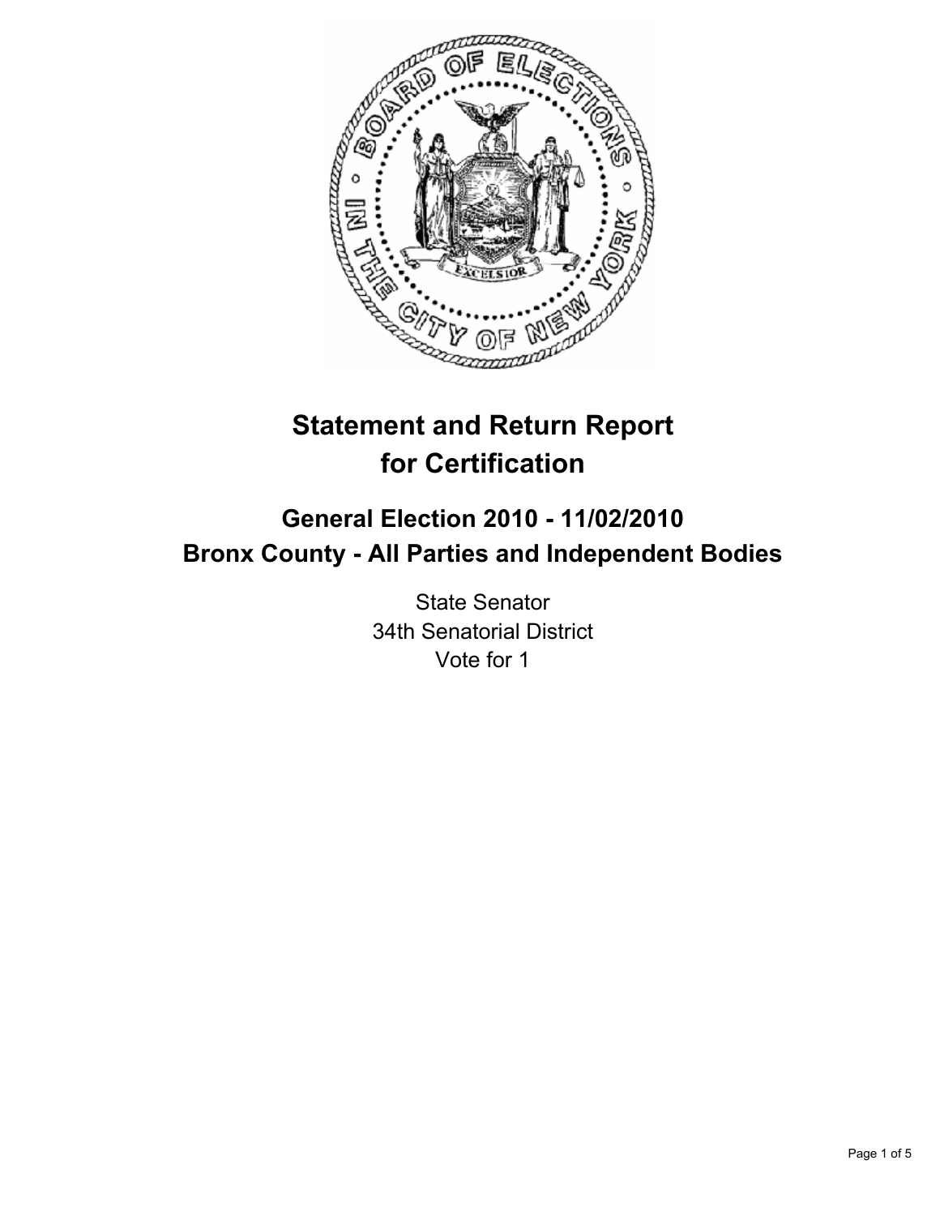# Statement and Return Report for Certification

## General Election 2010 - 11/02/2010
## Bronx County - All Parties and Independent Bodies

State Senator
34th Senatorial District
Vote for 1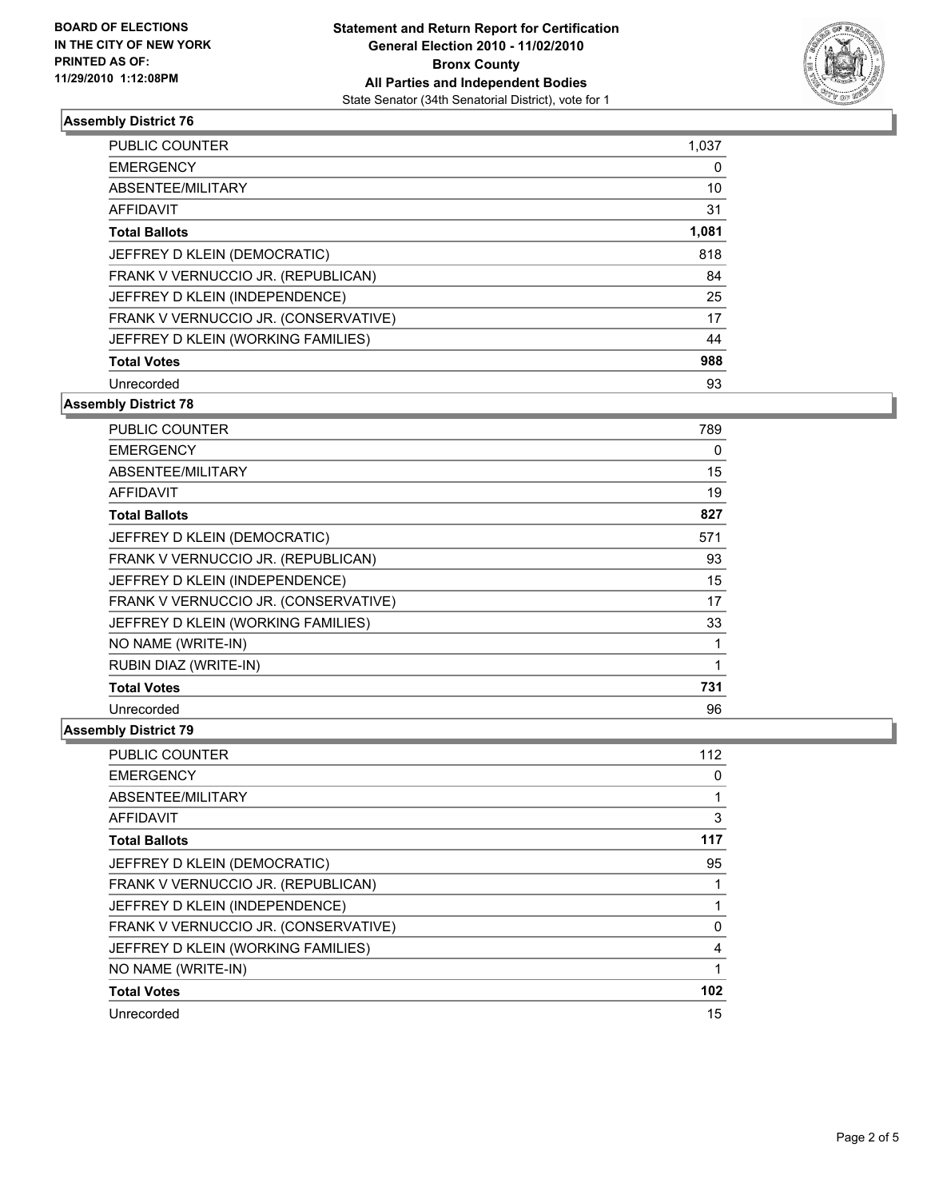**BOARD OF ELECTIONS IN THE CITY OF NEW YORK PRINTED AS OF: 11/29/2010 1:12:08PM**

**Statement and Return Report for Certification General Election 2010 - 11/02/2010 Bronx County All Parties and Independent Bodies**

State Senator (34th Senatorial District), vote for 1

### Assembly District 76

| | |
|---|---|
| PUBLIC COUNTER | 1,037 |
| EMERGENCY | 0 |
| ABSENTEE/MILITARY | 10 |
| AFFIDAVIT | 31 |
| **Total Ballots** | **1,081** |
| JEFFREY D KLEIN (DEMOCRATIC) | 818 |
| FRANK V VERNUCCIO JR. (REPUBLICAN) | 84 |
| JEFFREY D KLEIN (INDEPENDENCE) | 25 |
| FRANK V VERNUCCIO JR. (CONSERVATIVE) | 17 |
| JEFFREY D KLEIN (WORKING FAMILIES) | 44 |
| **Total Votes** | **988** |
| Unrecorded | 93 |

### Assembly District 78

| | |
|---|---|
| PUBLIC COUNTER | 789 |
| EMERGENCY | 0 |
| ABSENTEE/MILITARY | 15 |
| AFFIDAVIT | 19 |
| **Total Ballots** | **827** |
| JEFFREY D KLEIN (DEMOCRATIC) | 571 |
| FRANK V VERNUCCIO JR. (REPUBLICAN) | 93 |
| JEFFREY D KLEIN (INDEPENDENCE) | 15 |
| FRANK V VERNUCCIO JR. (CONSERVATIVE) | 17 |
| JEFFREY D KLEIN (WORKING FAMILIES) | 33 |
| NO NAME (WRITE-IN) | 1 |
| RUBIN DIAZ (WRITE-IN) | 1 |
| **Total Votes** | **731** |
| Unrecorded | 96 |

### Assembly District 79

| | |
|---|---|
| PUBLIC COUNTER | 112 |
| EMERGENCY | 0 |
| ABSENTEE/MILITARY | 1 |
| AFFIDAVIT | 3 |
| **Total Ballots** | **117** |
| JEFFREY D KLEIN (DEMOCRATIC) | 95 |
| FRANK V VERNUCCIO JR. (REPUBLICAN) | 1 |
| JEFFREY D KLEIN (INDEPENDENCE) | 1 |
| FRANK V VERNUCCIO JR. (CONSERVATIVE) | 0 |
| JEFFREY D KLEIN (WORKING FAMILIES) | 4 |
| NO NAME (WRITE-IN) | 1 |
| **Total Votes** | **102** |
| Unrecorded | 15 |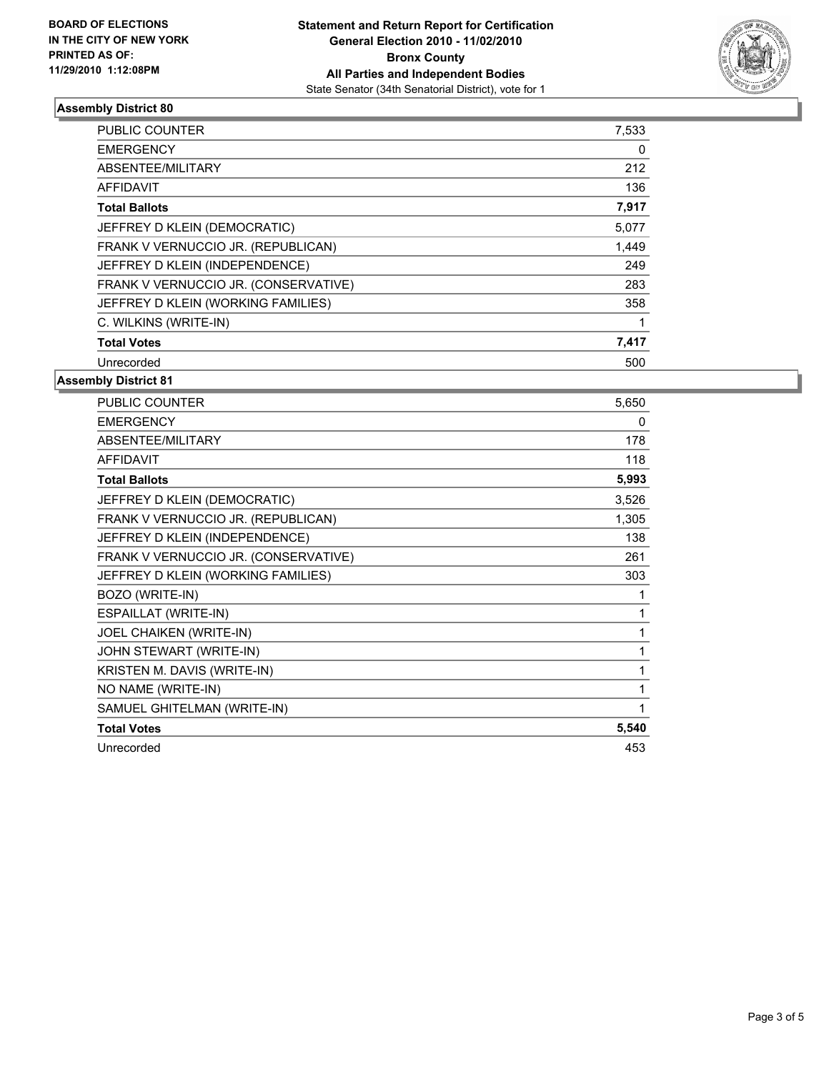**BOARD OF ELECTIONS**
**IN THE CITY OF NEW YORK**
**PRINTED AS OF:**
**11/29/2010 1:12:08PM**

**Statement and Return Report for Certification**
**General Election 2010 - 11/02/2010**
**Bronx County**
**All Parties and Independent Bodies**
State Senator (34th Senatorial District), vote for 1

### Assembly District 80

| | |
|---|---|
| PUBLIC COUNTER | 7,533 |
| EMERGENCY | 0 |
| ABSENTEE/MILITARY | 212 |
| AFFIDAVIT | 136 |
| **Total Ballots** | **7,917** |
| JEFFREY D KLEIN (DEMOCRATIC) | 5,077 |
| FRANK V VERNUCCIO JR. (REPUBLICAN) | 1,449 |
| JEFFREY D KLEIN (INDEPENDENCE) | 249 |
| FRANK V VERNUCCIO JR. (CONSERVATIVE) | 283 |
| JEFFREY D KLEIN (WORKING FAMILIES) | 358 |
| C. WILKINS (WRITE-IN) | 1 |
| **Total Votes** | **7,417** |
| Unrecorded | 500 |

### Assembly District 81

| | |
|---|---|
| PUBLIC COUNTER | 5,650 |
| EMERGENCY | 0 |
| ABSENTEE/MILITARY | 178 |
| AFFIDAVIT | 118 |
| **Total Ballots** | **5,993** |
| JEFFREY D KLEIN (DEMOCRATIC) | 3,526 |
| FRANK V VERNUCCIO JR. (REPUBLICAN) | 1,305 |
| JEFFREY D KLEIN (INDEPENDENCE) | 138 |
| FRANK V VERNUCCIO JR. (CONSERVATIVE) | 261 |
| JEFFREY D KLEIN (WORKING FAMILIES) | 303 |
| BOZO (WRITE-IN) | 1 |
| ESPAILLAT (WRITE-IN) | 1 |
| JOEL CHAIKEN (WRITE-IN) | 1 |
| JOHN STEWART (WRITE-IN) | 1 |
| KRISTEN M. DAVIS (WRITE-IN) | 1 |
| NO NAME (WRITE-IN) | 1 |
| SAMUEL GHITELMAN (WRITE-IN) | 1 |
| **Total Votes** | **5,540** |
| Unrecorded | 453 |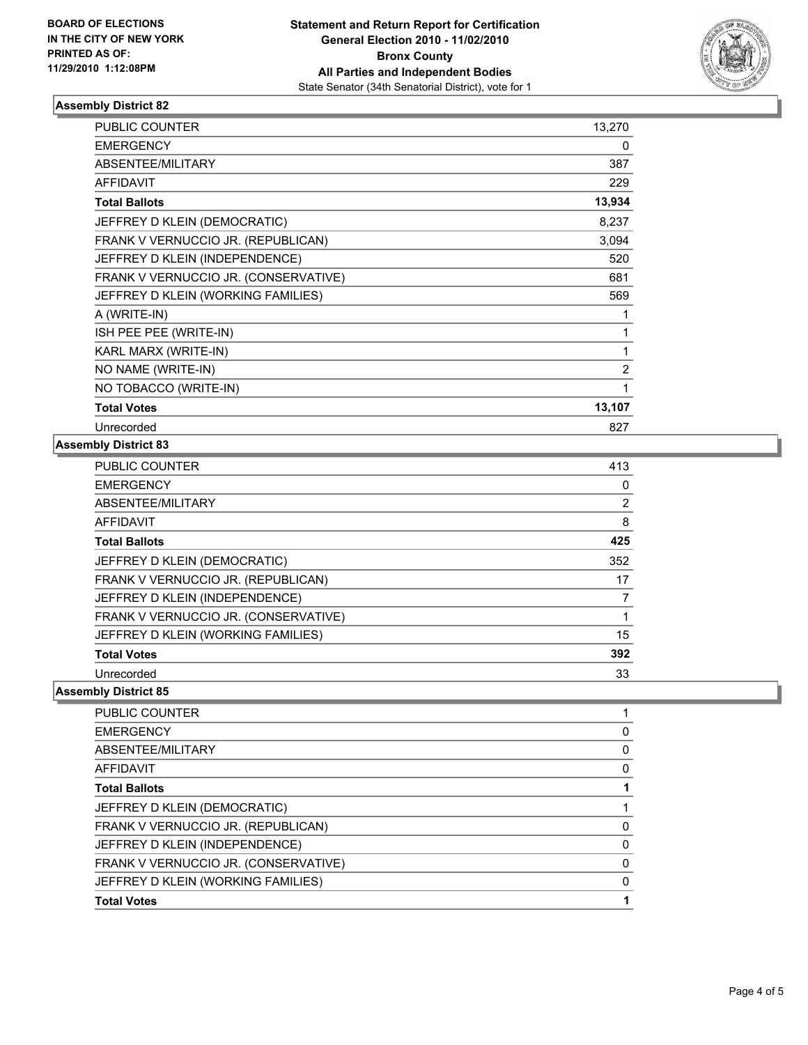**BOARD OF ELECTIONS IN THE CITY OF NEW YORK PRINTED AS OF: 11/29/2010 1:12:08PM**

**Statement and Return Report for Certification General Election 2010 - 11/02/2010 Bronx County All Parties and Independent Bodies**

State Senator (34th Senatorial District), vote for 1

### Assembly District 82

| | |
|---|---|
| PUBLIC COUNTER | 13,270 |
| EMERGENCY | 0 |
| ABSENTEE/MILITARY | 387 |
| AFFIDAVIT | 229 |
| **Total Ballots** | **13,934** |
| JEFFREY D KLEIN (DEMOCRATIC) | 8,237 |
| FRANK V VERNUCCIO JR. (REPUBLICAN) | 3,094 |
| JEFFREY D KLEIN (INDEPENDENCE) | 520 |
| FRANK V VERNUCCIO JR. (CONSERVATIVE) | 681 |
| JEFFREY D KLEIN (WORKING FAMILIES) | 569 |
| A (WRITE-IN) | 1 |
| ISH PEE PEE (WRITE-IN) | 1 |
| KARL MARX (WRITE-IN) | 1 |
| NO NAME (WRITE-IN) | 2 |
| NO TOBACCO (WRITE-IN) | 1 |
| **Total Votes** | **13,107** |
| Unrecorded | 827 |

### Assembly District 83

| | |
|---|---|
| PUBLIC COUNTER | 413 |
| EMERGENCY | 0 |
| ABSENTEE/MILITARY | 2 |
| AFFIDAVIT | 8 |
| **Total Ballots** | **425** |
| JEFFREY D KLEIN (DEMOCRATIC) | 352 |
| FRANK V VERNUCCIO JR. (REPUBLICAN) | 17 |
| JEFFREY D KLEIN (INDEPENDENCE) | 7 |
| FRANK V VERNUCCIO JR. (CONSERVATIVE) | 1 |
| JEFFREY D KLEIN (WORKING FAMILIES) | 15 |
| **Total Votes** | **392** |
| Unrecorded | 33 |

### Assembly District 85

| | |
|---|---|
| PUBLIC COUNTER | 1 |
| EMERGENCY | 0 |
| ABSENTEE/MILITARY | 0 |
| AFFIDAVIT | 0 |
| **Total Ballots** | **1** |
| JEFFREY D KLEIN (DEMOCRATIC) | 1 |
| FRANK V VERNUCCIO JR. (REPUBLICAN) | 0 |
| JEFFREY D KLEIN (INDEPENDENCE) | 0 |
| FRANK V VERNUCCIO JR. (CONSERVATIVE) | 0 |
| JEFFREY D KLEIN (WORKING FAMILIES) | 0 |
| **Total Votes** | **1** |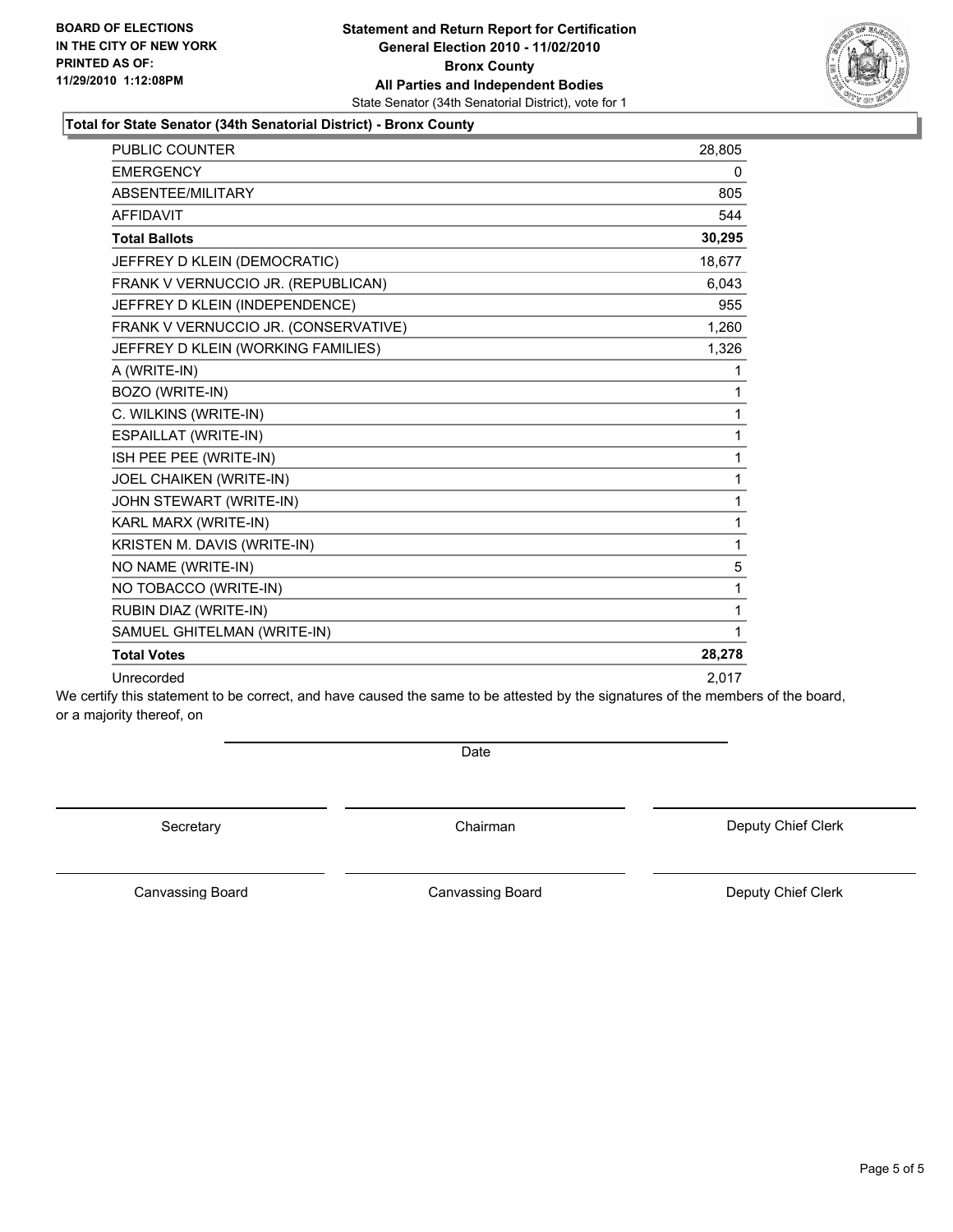**BOARD OF ELECTIONS IN THE CITY OF NEW YORK PRINTED AS OF: 11/29/2010 1:12:08PM**

**Statement and Return Report for Certification**
**General Election 2010 - 11/02/2010**
**Bronx County**
**All Parties and Independent Bodies**
State Senator (34th Senatorial District), vote for 1

### Total for State Senator (34th Senatorial District) - Bronx County

| | |
|---|---|
| PUBLIC COUNTER | 28,805 |
| EMERGENCY | 0 |
| ABSENTEE/MILITARY | 805 |
| AFFIDAVIT | 544 |
| **Total Ballots** | **30,295** |
| JEFFREY D KLEIN (DEMOCRATIC) | 18,677 |
| FRANK V VERNUCCIO JR. (REPUBLICAN) | 6,043 |
| JEFFREY D KLEIN (INDEPENDENCE) | 955 |
| FRANK V VERNUCCIO JR. (CONSERVATIVE) | 1,260 |
| JEFFREY D KLEIN (WORKING FAMILIES) | 1,326 |
| A (WRITE-IN) | 1 |
| BOZO (WRITE-IN) | 1 |
| C. WILKINS (WRITE-IN) | 1 |
| ESPAILLAT (WRITE-IN) | 1 |
| ISH PEE PEE (WRITE-IN) | 1 |
| JOEL CHAIKEN (WRITE-IN) | 1 |
| JOHN STEWART (WRITE-IN) | 1 |
| KARL MARX (WRITE-IN) | 1 |
| KRISTEN M. DAVIS (WRITE-IN) | 1 |
| NO NAME (WRITE-IN) | 5 |
| NO TOBACCO (WRITE-IN) | 1 |
| RUBIN DIAZ (WRITE-IN) | 1 |
| SAMUEL GHITELMAN (WRITE-IN) | 1 |
| **Total Votes** | **28,278** |
| Unrecorded | 2,017 |

We certify this statement to be correct, and have caused the same to be attested by the signatures of the members of the board, or a majority thereof, on

Date

Secretary

Chairman

Deputy Chief Clerk

Canvassing Board

Canvassing Board

Deputy Chief Clerk